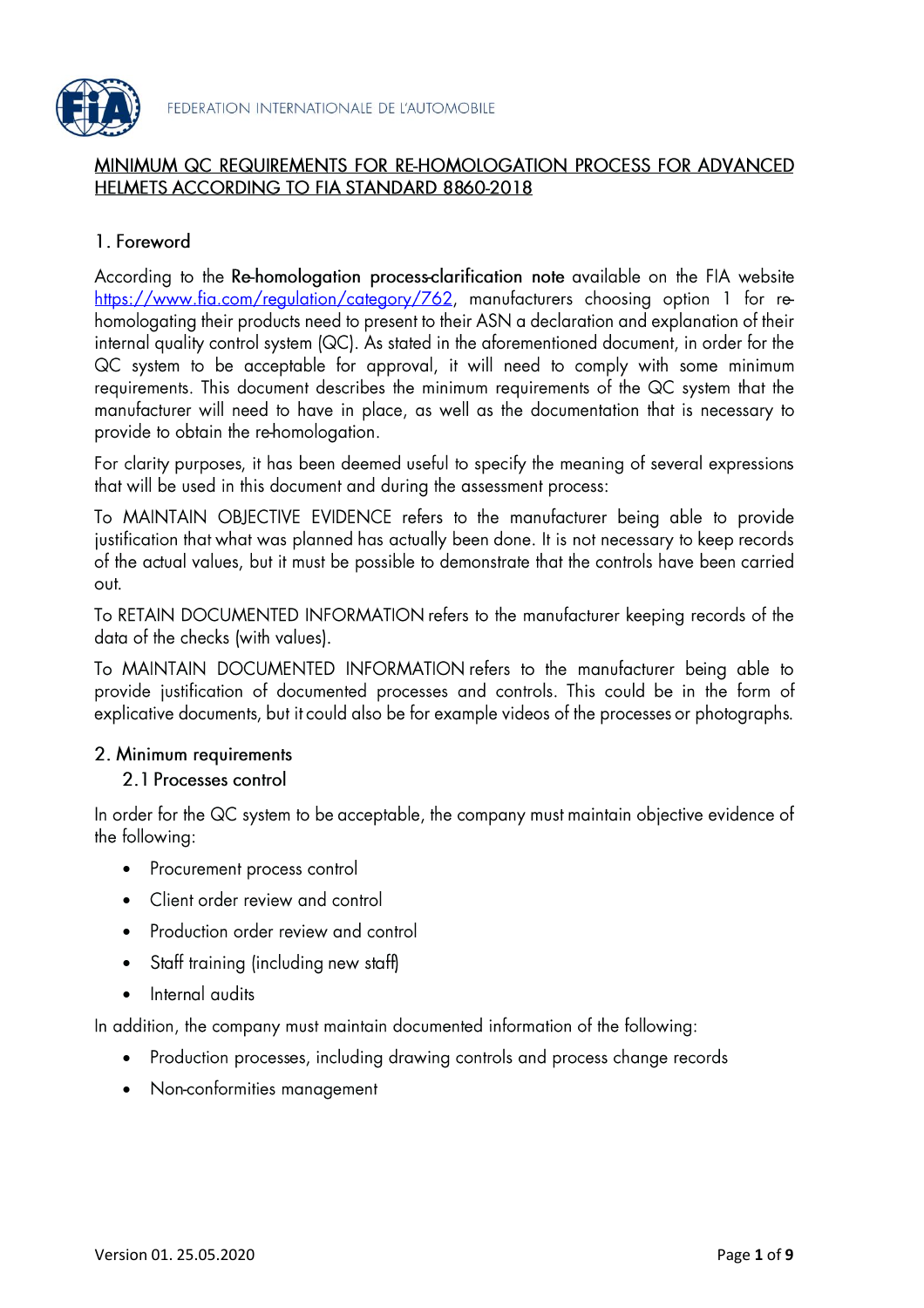FEDERATION INTERNATIONALE DE L'AUTOMOBILE

# MINIMUM QC REQUIREMENTS FOR RE-HOMOLOGATION PROCESS FOR ADVANCED HELMETS ACCORDING TO FIA STANDARD 8860-2018

## 1. Foreword

According to the **Re-homologation process-clarification note** available on the FIA website https://www.fia.com/regulation/category/762, manufacturers choosing option 1 for re-homologating their products need to present to their ASN a declaration and explanation of their internal quality control system (QC). As stated in the aforementioned document, in order for the QC system to be acceptable for approval, it will need to comply with some minimum requirements. This document describes the minimum requirements of the QC system that the manufacturer will need to have in place, as well as the documentation that is necessary to provide to obtain the re-homologation.

For clarity purposes, it has been deemed useful to specify the meaning of several expressions that will be used in this document and during the assessment process:

To MAINTAIN OBJECTIVE EVIDENCE refers to the manufacturer being able to provide justification that what was planned has actually been done. It is not necessary to keep records of the actual values, but it must be possible to demonstrate that the controls have been carried out.

To RETAIN DOCUMENTED INFORMATION refers to the manufacturer keeping records of the data of the checks (with values).

To MAINTAIN DOCUMENTED INFORMATION refers to the manufacturer being able to provide justification of documented processes and controls. This could be in the form of explicative documents, but it could also be for example videos of the processes or photographs.

## 2. Minimum requirements

### 2.1 Processes control

In order for the QC system to be acceptable, the company must maintain objective evidence of the following:

- Procurement process control
- Client order review and control
- Production order review and control
- Staff training (including new staff)
- Internal audits

In addition, the company must maintain documented information of the following:

- Production processes, including drawing controls and process change records
- Non-conformities management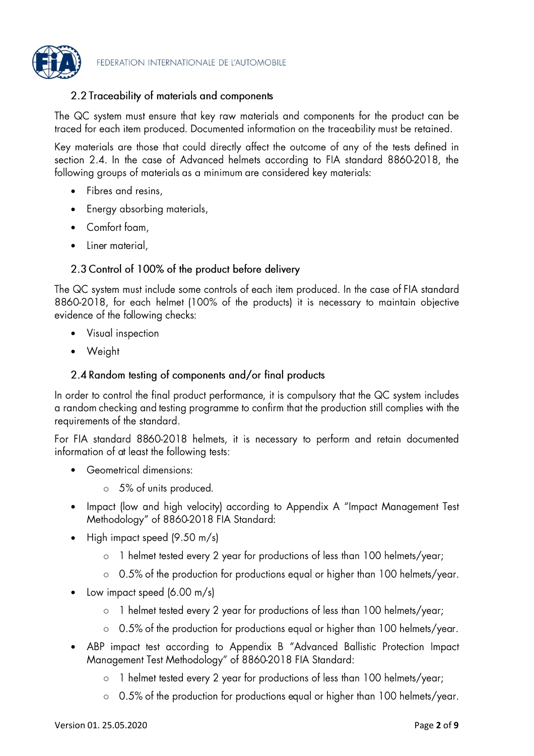## 2.2 Traceability of materials and components

The QC system must ensure that key raw materials and components for the product can be traced for each item produced. Documented information on the traceability must be retained.

Key materials are those that could directly affect the outcome of any of the tests defined in section 2.4. In the case of Advanced helmets according to FIA standard 8860-2018, the following groups of materials as a minimum are considered key materials:

- Fibres and resins,
- Energy absorbing materials,
- Comfort foam,
- Liner material,

## 2.3 Control of 100% of the product before delivery

The QC system must include some controls of each item produced. In the case of FIA standard 8860-2018, for each helmet (100% of the products) it is necessary to maintain objective evidence of the following checks:

- Visual inspection
- Weight

## 2.4 Random testing of components and/or final products

In order to control the final product performance, it is compulsory that the QC system includes a random checking and testing programme to confirm that the production still complies with the requirements of the standard.

For FIA standard 8860-2018 helmets, it is necessary to perform and retain documented information of at least the following tests:

- Geometrical dimensions:
  - 5% of units produced.
- Impact (low and high velocity) according to Appendix A "Impact Management Test Methodology" of 8860-2018 FIA Standard:
- High impact speed (9.50 m/s)
  - 1 helmet tested every 2 year for productions of less than 100 helmets/year;
  - 0.5% of the production for productions equal or higher than 100 helmets/year.
- Low impact speed (6.00 m/s)
  - 1 helmet tested every 2 year for productions of less than 100 helmets/year;
  - 0.5% of the production for productions equal or higher than 100 helmets/year.
- ABP impact test according to Appendix B "Advanced Ballistic Protection Impact Management Test Methodology" of 8860-2018 FIA Standard:
  - 1 helmet tested every 2 year for productions of less than 100 helmets/year;
  - 0.5% of the production for productions equal or higher than 100 helmets/year.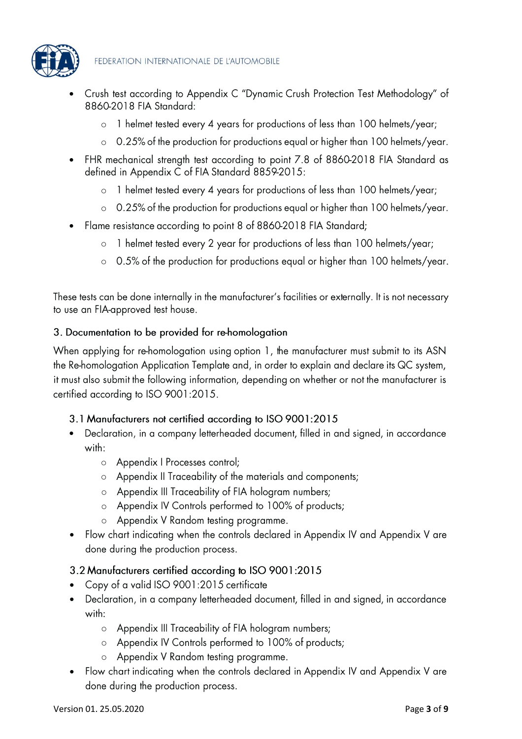- Crush test according to Appendix C "Dynamic Crush Protection Test Methodology" of 8860-2018 FIA Standard:
    - 1 helmet tested every 4 years for productions of less than 100 helmets/year;
    - 0.25% of the production for productions equal or higher than 100 helmets/year.
- FHR mechanical strength test according to point 7.8 of 8860-2018 FIA Standard as defined in Appendix C of FIA Standard 8859-2015:
    - 1 helmet tested every 4 years for productions of less than 100 helmets/year;
    - 0.25% of the production for productions equal or higher than 100 helmets/year.
- Flame resistance according to point 8 of 8860-2018 FIA Standard;
    - 1 helmet tested every 2 year for productions of less than 100 helmets/year;
    - 0.5% of the production for productions equal or higher than 100 helmets/year.

These tests can be done internally in the manufacturer's facilities or externally. It is not necessary to use an FIA-approved test house.

## 3. Documentation to be provided for re-homologation

When applying for re-homologation using option 1, the manufacturer must submit to its ASN the Re-homologation Application Template and, in order to explain and declare its QC system, it must also submit the following information, depending on whether or not the manufacturer is certified according to ISO 9001:2015.

### 3.1 Manufacturers not certified according to ISO 9001:2015

- Declaration, in a company letterheaded document, filled in and signed, in accordance with:
    - Appendix I Processes control;
    - Appendix II Traceability of the materials and components;
    - Appendix III Traceability of FIA hologram numbers;
    - Appendix IV Controls performed to 100% of products;
    - Appendix V Random testing programme.
- Flow chart indicating when the controls declared in Appendix IV and Appendix V are done during the production process.

### 3.2 Manufacturers certified according to ISO 9001:2015

- Copy of a valid ISO 9001:2015 certificate
- Declaration, in a company letterheaded document, filled in and signed, in accordance with:
    - Appendix III Traceability of FIA hologram numbers;
    - Appendix IV Controls performed to 100% of products;
    - Appendix V Random testing programme.
- Flow chart indicating when the controls declared in Appendix IV and Appendix V are done during the production process.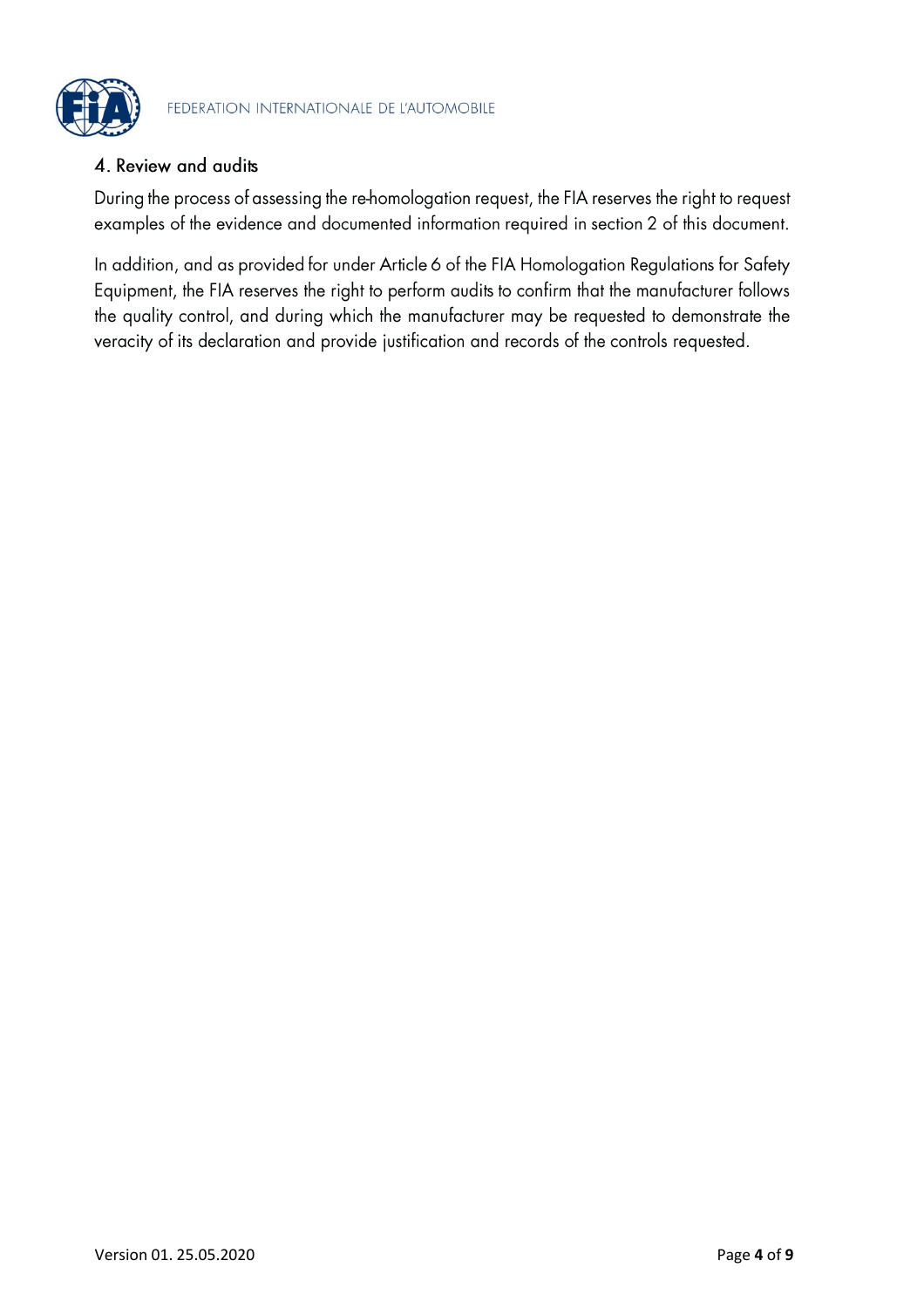## 4. Review and audits

During the process of assessing the re-homologation request, the FIA reserves the right to request examples of the evidence and documented information required in section 2 of this document.

In addition, and as provided for under Article 6 of the FIA Homologation Regulations for Safety Equipment, the FIA reserves the right to perform audits to confirm that the manufacturer follows the quality control, and during which the manufacturer may be requested to demonstrate the veracity of its declaration and provide justification and records of the controls requested.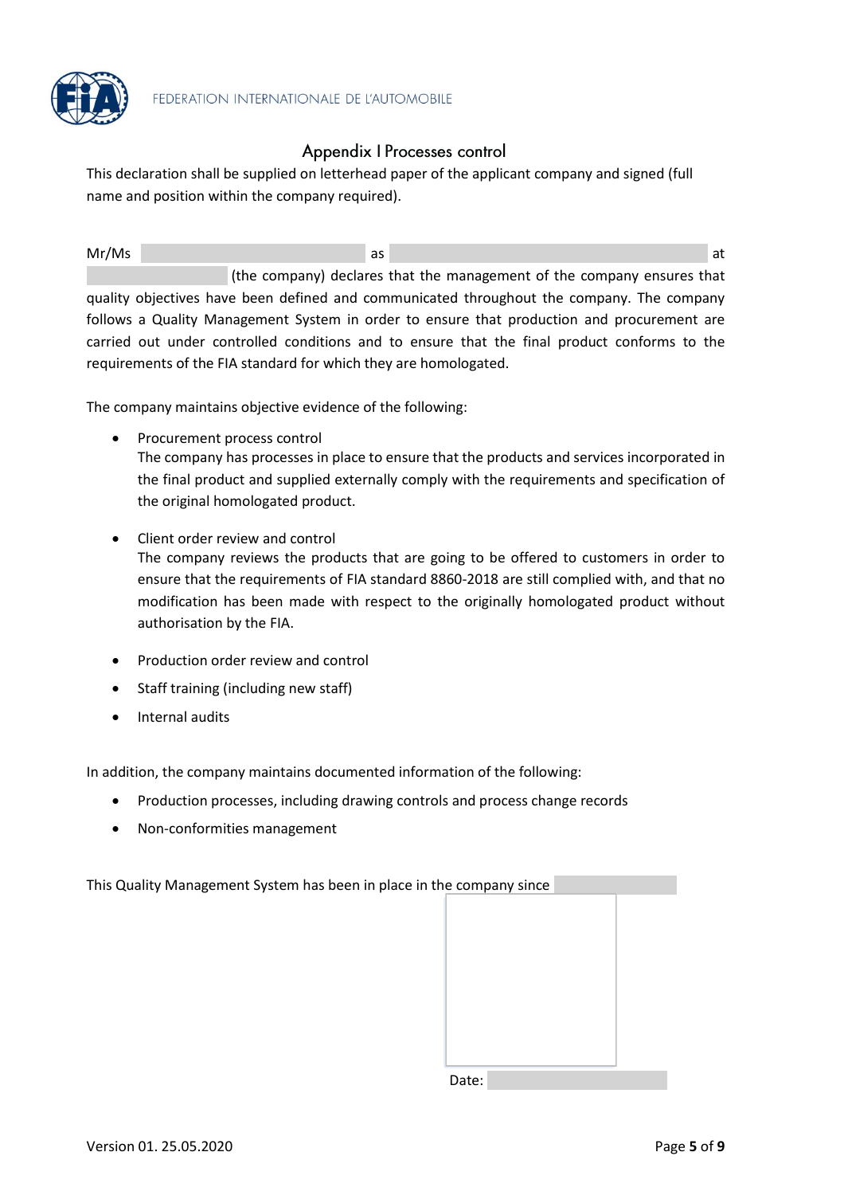## Appendix I Processes control

This declaration shall be supplied on letterhead paper of the applicant company and signed (full name and position within the company required).

Mr/Ms \_\_\_\_\_\_\_\_\_\_\_\_\_\_\_\_\_\_ as \_\_\_\_\_\_\_\_\_\_\_\_\_\_\_\_\_\_\_\_\_\_\_\_ at \_\_\_\_\_\_\_\_\_\_\_\_ (the company) declares that the management of the company ensures that quality objectives have been defined and communicated throughout the company. The company follows a Quality Management System in order to ensure that production and procurement are carried out under controlled conditions and to ensure that the final product conforms to the requirements of the FIA standard for which they are homologated.

The company maintains objective evidence of the following:

- Procurement process control
  The company has processes in place to ensure that the products and services incorporated in the final product and supplied externally comply with the requirements and specification of the original homologated product.

- Client order review and control
  The company reviews the products that are going to be offered to customers in order to ensure that the requirements of FIA standard 8860-2018 are still complied with, and that no modification has been made with respect to the originally homologated product without authorisation by the FIA.

- Production order review and control
- Staff training (including new staff)
- Internal audits

In addition, the company maintains documented information of the following:

- Production processes, including drawing controls and process change records
- Non-conformities management

This Quality Management System has been in place in the company since \_\_\_\_\_\_\_\_\_\_

Date: \_\_\_\_\_\_\_\_\_\_\_\_\_\_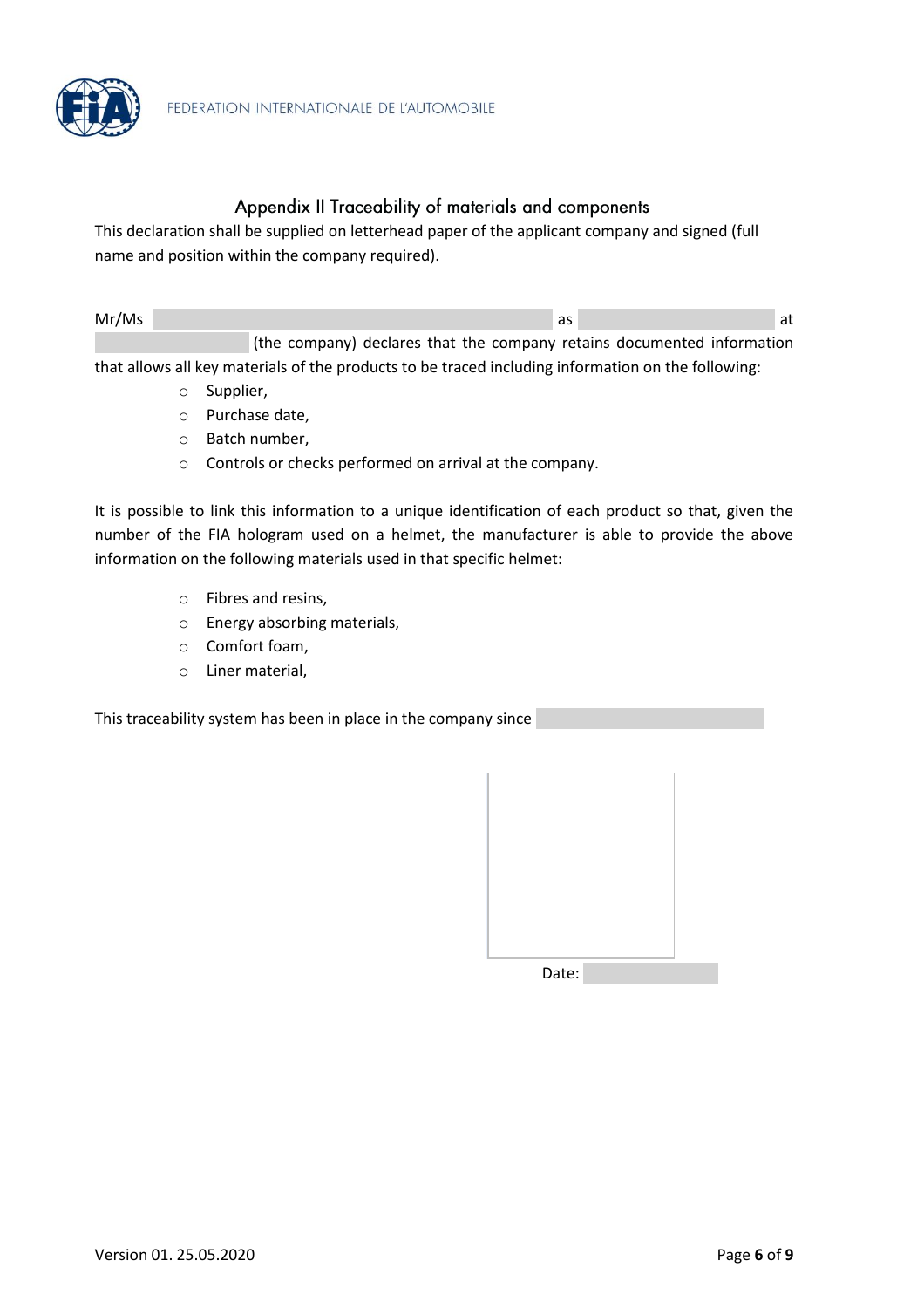## Appendix II Traceability of materials and components

This declaration shall be supplied on letterhead paper of the applicant company and signed (full name and position within the company required).

Mr/Ms ______________________ as ______________ at ______________ (the company) declares that the company retains documented information that allows all key materials of the products to be traced including information on the following:

- Supplier,
- Purchase date,
- Batch number,
- Controls or checks performed on arrival at the company.

It is possible to link this information to a unique identification of each product so that, given the number of the FIA hologram used on a helmet, the manufacturer is able to provide the above information on the following materials used in that specific helmet:

- Fibres and resins,
- Energy absorbing materials,
- Comfort foam,
- Liner material,

This traceability system has been in place in the company since ______________

Date: ______________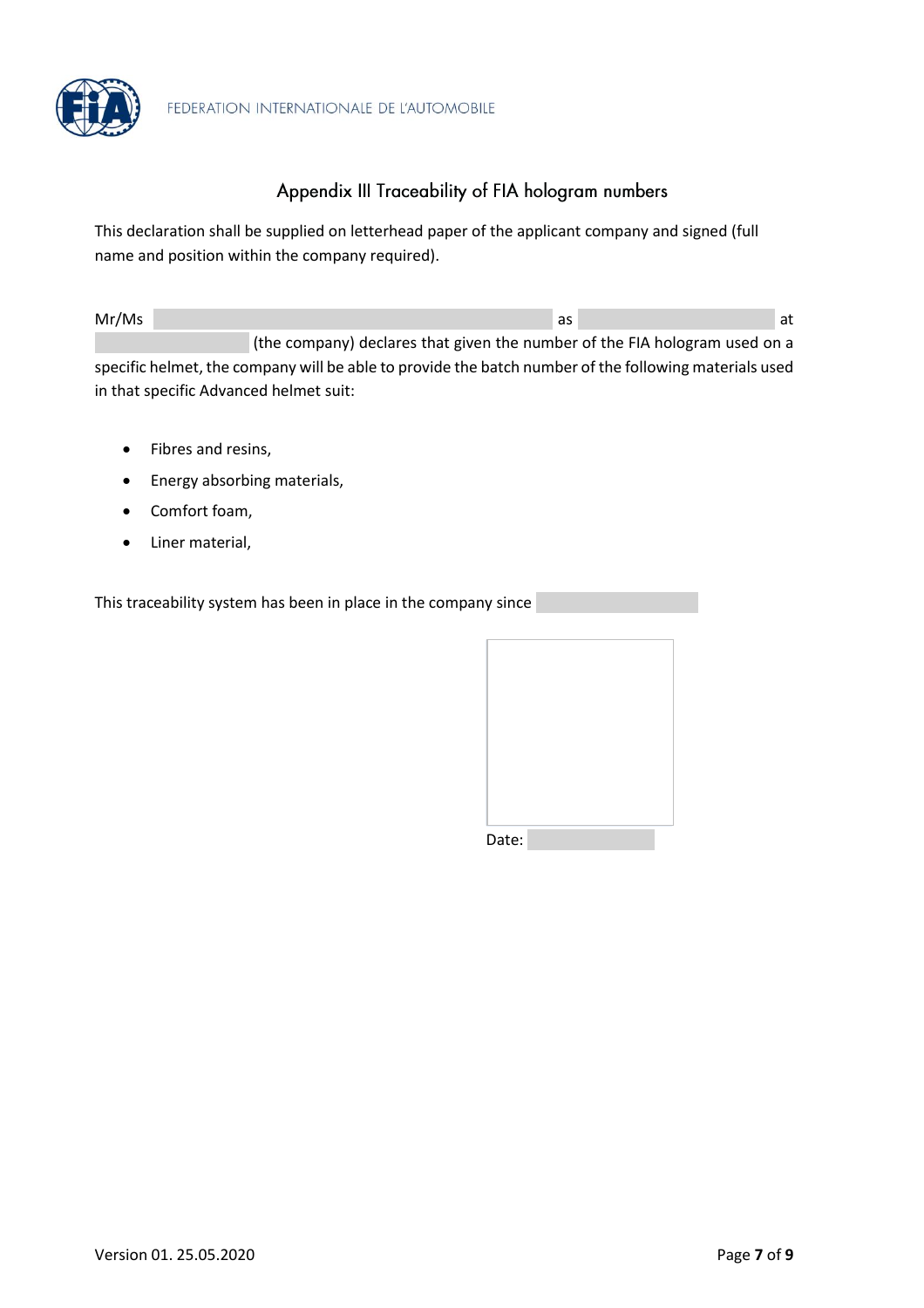## Appendix III Traceability of FIA hologram numbers

This declaration shall be supplied on letterhead paper of the applicant company and signed (full name and position within the company required).

Mr/Ms \_\_\_\_\_\_\_\_\_\_\_\_\_\_\_\_\_\_\_\_ as \_\_\_\_\_\_\_\_\_\_\_\_ at \_\_\_\_\_\_\_\_\_\_ (the company) declares that given the number of the FIA hologram used on a specific helmet, the company will be able to provide the batch number of the following materials used in that specific Advanced helmet suit:

- Fibres and resins,
- Energy absorbing materials,
- Comfort foam,
- Liner material,

This traceability system has been in place in the company since \_\_\_\_\_\_\_\_\_\_

Date: \_\_\_\_\_\_\_\_\_\_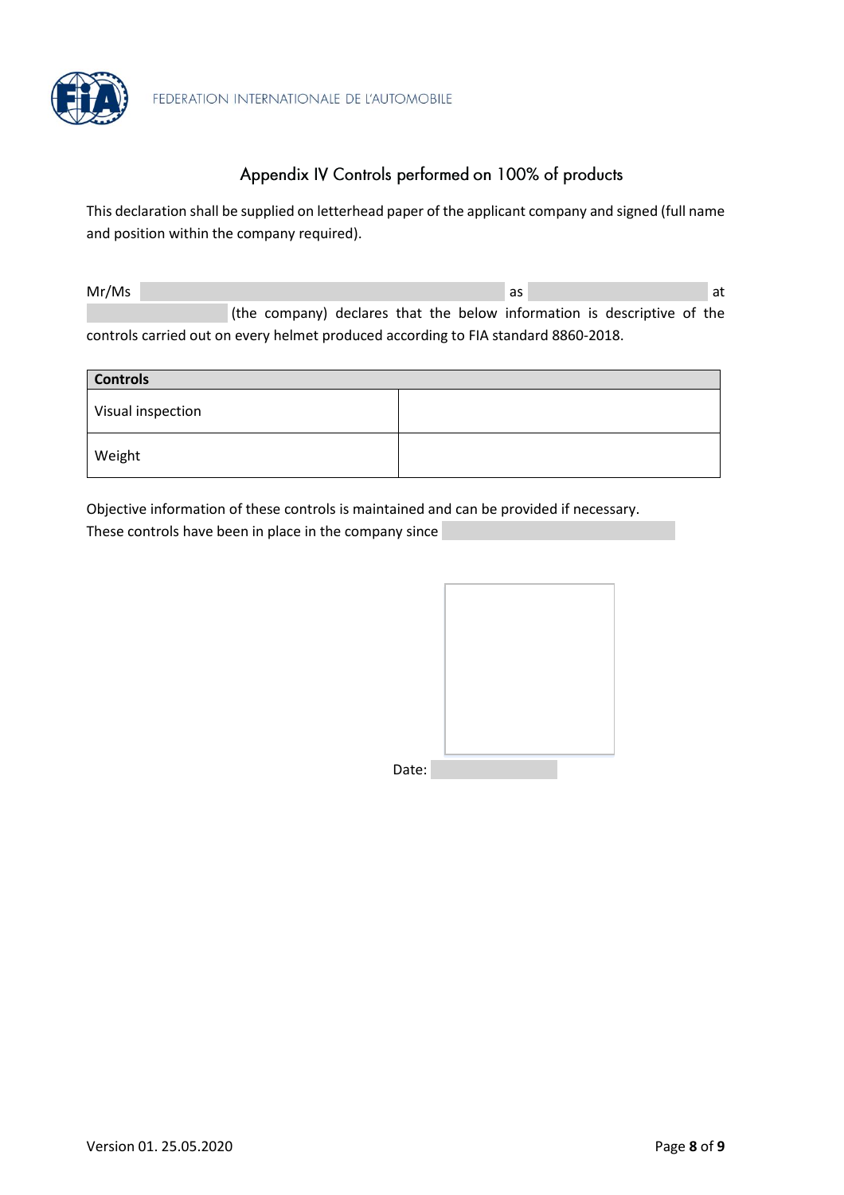# Appendix IV Controls performed on 100% of products

This declaration shall be supplied on letterhead paper of the applicant company and signed (full name and position within the company required).

Mr/Ms ______________________ as ______________ at ______________ (the company) declares that the below information is descriptive of the controls carried out on every helmet produced according to FIA standard 8860-2018.

| Controls | |
| --- | --- |
| Visual inspection | |
| Weight | |

Objective information of these controls is maintained and can be provided if necessary.
These controls have been in place in the company since ______________

Date: ______________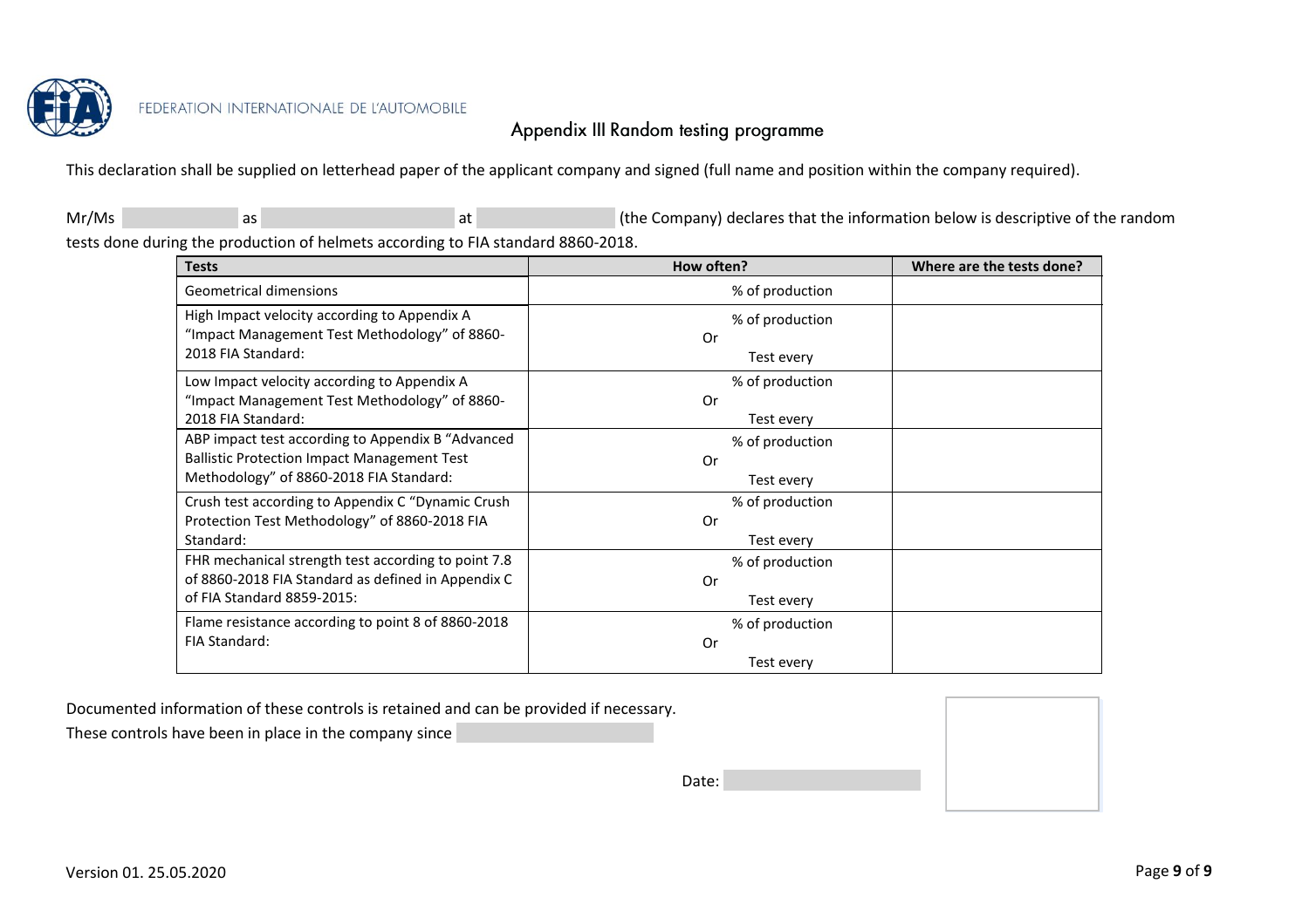# Appendix III Random testing programme

This declaration shall be supplied on letterhead paper of the applicant company and signed (full name and position within the company required).

Mr/Ms ______ as ______ at ______ (the Company) declares that the information below is descriptive of the random tests done during the production of helmets according to FIA standard 8860-2018.

| Tests | How often? | Where are the tests done? |
|---|---|---|
| Geometrical dimensions | % of production | |
| High Impact velocity according to Appendix A "Impact Management Test Methodology" of 8860-2018 FIA Standard: | % of production<br>Or<br>Test every | |
| Low Impact velocity according to Appendix A "Impact Management Test Methodology" of 8860-2018 FIA Standard: | % of production<br>Or<br>Test every | |
| ABP impact test according to Appendix B "Advanced Ballistic Protection Impact Management Test Methodology" of 8860-2018 FIA Standard: | % of production<br>Or<br>Test every | |
| Crush test according to Appendix C "Dynamic Crush Protection Test Methodology" of 8860-2018 FIA Standard: | % of production<br>Or<br>Test every | |
| FHR mechanical strength test according to point 7.8 of 8860-2018 FIA Standard as defined in Appendix C of FIA Standard 8859-2015: | % of production<br>Or<br>Test every | |
| Flame resistance according to point 8 of 8860-2018 FIA Standard: | % of production<br>Or<br>Test every | |

Documented information of these controls is retained and can be provided if necessary.

These controls have been in place in the company since ______

Date: ______

Version 01. 25.05.2020